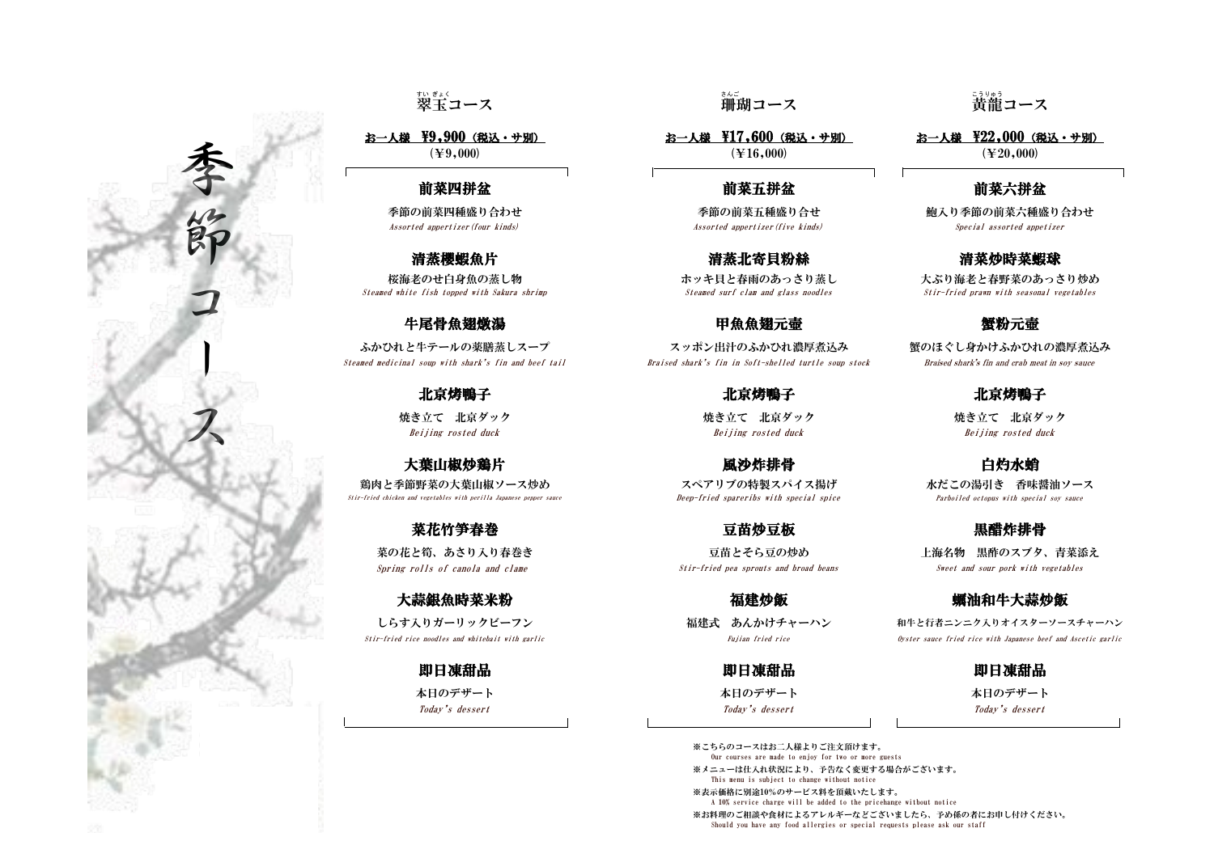# 季節コース

## 翠玉コース

<u>お一人様　¥9,900（税込・サ別）</u>
（¥9,000）

**前菜四拼盆**
季節の前菜四種盛り合わせ
*Assorted appertizer(four kinds)*

**清蒸櫻蝦魚片**
桜海老のせ白身魚の蒸し物
*Steamed white fish topped with Sakura shrimp*

**牛尾骨魚翅燉湯**
ふかひれと牛テールの薬膳蒸しスープ
*Steamed medicinal soup with shark's fin and beef tail*

**北京烤鴨子**
焼き立て　北京ダック
*Beijing rosted duck*

**大葉山椒炒鶏片**
鶏肉と季節野菜の大葉山椒ソース炒め
*Stir-fried chicken and vegetables with perilla Japanese pepper sauce*

**菜花竹笋春巻**
菜の花と筍、あさり入り春巻き
*Spring rolls of canola and clame*

**大蒜銀魚時菜米粉**
しらす入りガーリックビーフン
*Stir-fried rice noodles and whitebait with garlic*

**即日凍甜品**
本日のデザート
*Today's dessert*

## 珊瑚コース

<u>お一人様　¥17,600（税込・サ別）</u>
（¥16,000）

**前菜五拼盆**
季節の前菜五種盛り合せ
*Assorted appertizer(five kinds)*

**清蒸北寄貝粉絲**
ホッキ貝と春雨のあっさり蒸し
*Steamed surf clam and glass noodles*

**甲魚魚翅元壺**
スッポン出汁のふかひれ濃厚煮込み
*Braised shark's fin in Soft-shelled turtle soup stock*

**北京烤鴨子**
焼き立て　北京ダック
*Beijing rosted duck*

**風沙炸排骨**
スペアリブの特製スパイス揚げ
*Deep-fried spareribs with special spice*

**豆苗炒豆板**
豆苗とそら豆の炒め
*Stir-fried pea sprouts and broad beans*

**福建炒飯**
福建式　あんかけチャーハン
*Fujian fried rice*

**即日凍甜品**
本日のデザート
*Today's dessert*

## 黄龍コース

<u>お一人様　¥22,000（税込・サ別）</u>
（¥20,000）

**前菜六拼盆**
鮑入り季節の前菜六種盛り合わせ
*Special assorted appetizer*

**清菜炒時菜蝦球**
大ぶり海老と春野菜のあっさり炒め
*Stir-fried prawn with seasonal vegetables*

**蟹粉元壺**
蟹のほぐし身かけふかひれの濃厚煮込み
*Braised shark's fin and crab meat in soy sauce*

**北京烤鴨子**
焼き立て　北京ダック
*Beijing rosted duck*

**白灼水蛸**
水だこの湯引き　香味醤油ソース
*Parboiled octopus with special soy sauce*

**黒醋炸排骨**
上海名物　黒酢のスブタ、青菜添え
*Sweet and sour pork with vegetables*

**蠔油和牛大蒜炒飯**
和牛と行者ニンニク入りオイスターソースチャーハン
*Oyster sauce fried rice with Japanese beef and Ascetic garlic*

**即日凍甜品**
本日のデザート
*Today's dessert*

---

※こちらのコースはお二人様よりご注文頂けます。
Our courses are made to enjoy for two or more guests

※メニューは仕入れ状況により、予告なく変更する場合がございます。
This menu is subject to change without notice

※表示価格に別途10%のサービス料を頂戴いたします。
A 10% service charge will be added to the pricehange without notice

※お料理のご相談や食材によるアレルギーなどございましたら、予め係の者にお申し付けください。
Should you have any food allergies or special requests please ask our staff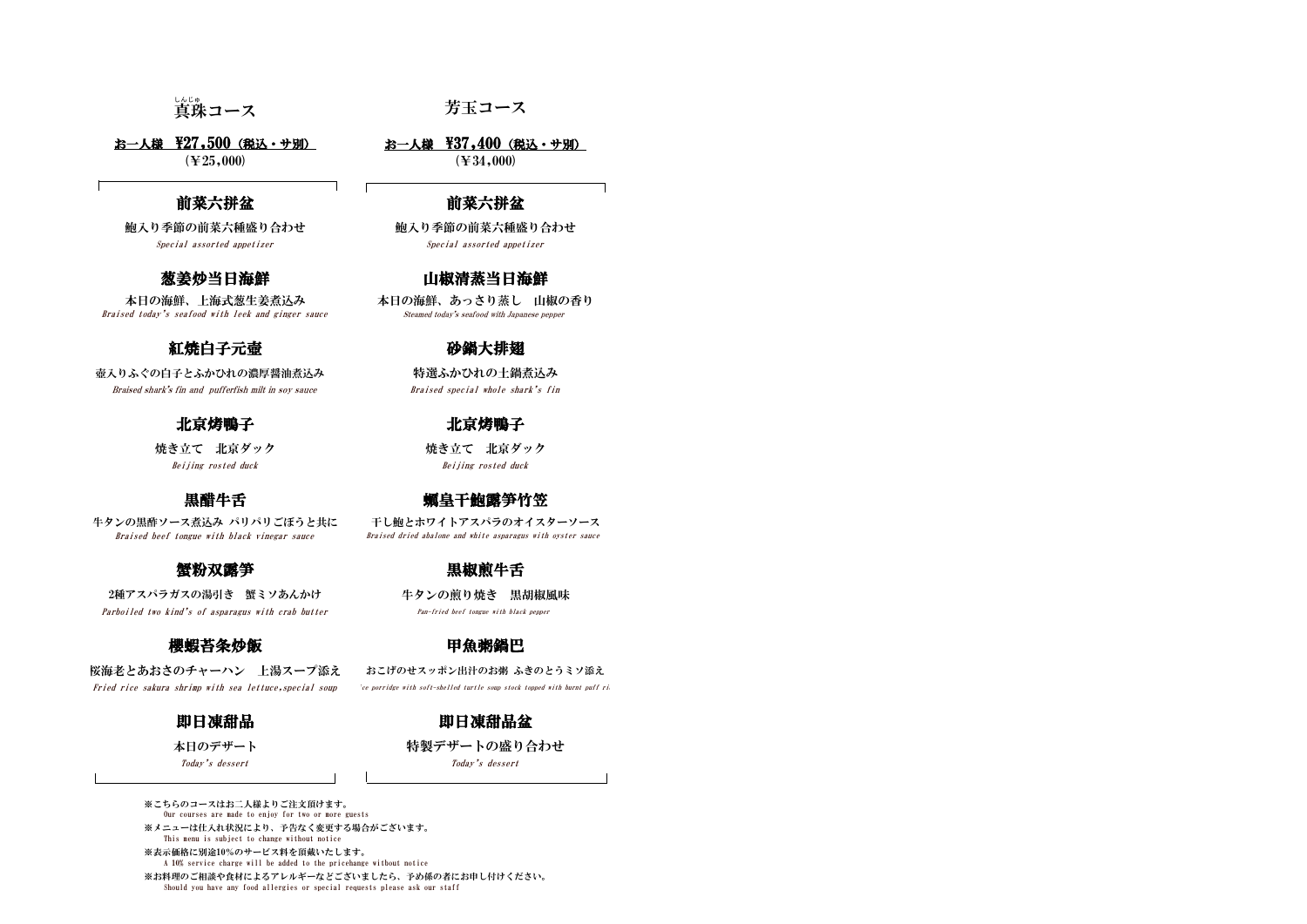## 真珠(しんじゅ)コース

お一人様　¥27,500（税込・サ別）
（¥25,000）

### 前菜六拼盆

鮑入り季節の前菜六種盛り合わせ
*Special assorted appetizer*

### 葱姜炒当日海鮮

本日の海鮮、上海式葱生姜煮込み
*Braised today's seafood with leek and ginger sauce*

### 紅焼白子元盅

壺入りふぐの白子とふかひれの濃厚醤油煮込み
*Braised shark's fin and pufferfish milt in soy sauce*

### 北京烤鴨子

焼き立て　北京ダック
*Beijing rosted duck*

### 黒醋牛舌

牛タンの黒酢ソース煮込み パリパリごぼうと共に
*Braised beef tongue with black vinegar sauce*

### 蟹粉双露笋

2種アスパラガスの湯引き　蟹ミソあんかけ
*Parboiled two kind's of asparagus with crab butter*

### 櫻蝦苔条炒飯

桜海老とあおさのチャーハン　上湯スープ添え
*Fried rice sakura shrimp with sea lettuce,special soup*

### 即日凍甜品

本日のデザート
*Today's dessert*

## 芳玉コース

お一人様　¥37,400（税込・サ別）
（¥34,000）

### 前菜六拼盆

鮑入り季節の前菜六種盛り合わせ
*Special assorted appetizer*

### 山椒清蒸当日海鮮

本日の海鮮、あっさり蒸し　山椒の香り
*Steamed today's seafood with Japanese pepper*

### 砂鍋大排翅

特選ふかひれの土鍋煮込み
*Braised special whole shark's fin*

### 北京烤鴨子

焼き立て　北京ダック
*Beijing rosted duck*

### 蠣皇干鮑露笋竹笙

干し鮑とホワイトアスパラのオイスターソース
*Braised dried abalone and white asparagus with oyster sauce*

### 黒椒煎牛舌

牛タンの煎り焼き　黒胡椒風味
*Pan-fried beef tongue with black pepper*

### 甲魚粥鍋巴

おこげのせスッポン出汁のお粥 ふきのとうミソ添え
*ice porridge with soft-shelled turtle soup stock topped with burnt puff ri*

### 即日凍甜品盆

特製デザートの盛り合わせ
*Today's dessert*

---

※こちらのコースはお二人様よりご注文頂けます。
Our courses are made to enjoy for two or more guests

※メニューは仕入れ状況により、予告なく変更する場合がございます。
This menu is subject to change without notice

※表示価格に別途10%のサービス料を頂戴いたします。
A 10% service charge will be added to the pricehange without notice

※お料理のご相談や食材によるアレルギーなどございましたら、予め係の者にお申し付けください。
Should you have any food allergies or special requests please ask our staff